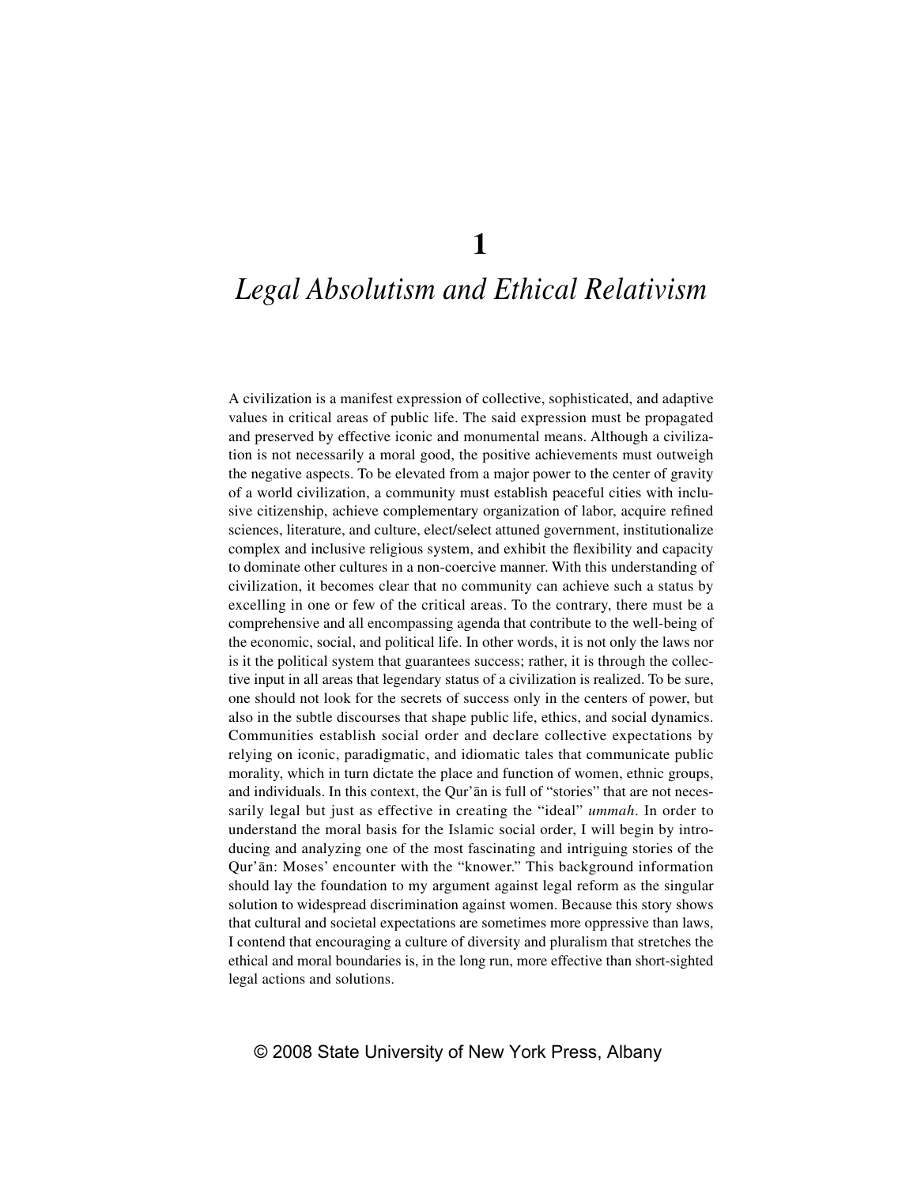# 1

# *Legal Absolutism and Ethical Relativism*

A civilization is a manifest expression of collective, sophisticated, and adaptive values in critical areas of public life. The said expression must be propagated and preserved by effective iconic and monumental means. Although a civilization is not necessarily a moral good, the positive achievements must outweigh the negative aspects. To be elevated from a major power to the center of gravity of a world civilization, a community must establish peaceful cities with inclusive citizenship, achieve complementary organization of labor, acquire refined sciences, literature, and culture, elect/select attuned government, institutionalize complex and inclusive religious system, and exhibit the flexibility and capacity to dominate other cultures in a non-coercive manner. With this understanding of civilization, it becomes clear that no community can achieve such a status by excelling in one or few of the critical areas. To the contrary, there must be a comprehensive and all encompassing agenda that contribute to the well-being of the economic, social, and political life. In other words, it is not only the laws nor is it the political system that guarantees success; rather, it is through the collective input in all areas that legendary status of a civilization is realized. To be sure, one should not look for the secrets of success only in the centers of power, but also in the subtle discourses that shape public life, ethics, and social dynamics. Communities establish social order and declare collective expectations by relying on iconic, paradigmatic, and idiomatic tales that communicate public morality, which in turn dictate the place and function of women, ethnic groups, and individuals. In this context, the Qur'ān is full of "stories" that are not necessarily legal but just as effective in creating the "ideal" *ummah*. In order to understand the moral basis for the Islamic social order, I will begin by introducing and analyzing one of the most fascinating and intriguing stories of the Qur'ān: Moses' encounter with the "knower." This background information should lay the foundation to my argument against legal reform as the singular solution to widespread discrimination against women. Because this story shows that cultural and societal expectations are sometimes more oppressive than laws, I contend that encouraging a culture of diversity and pluralism that stretches the ethical and moral boundaries is, in the long run, more effective than short-sighted legal actions and solutions.

© 2008 State University of New York Press, Albany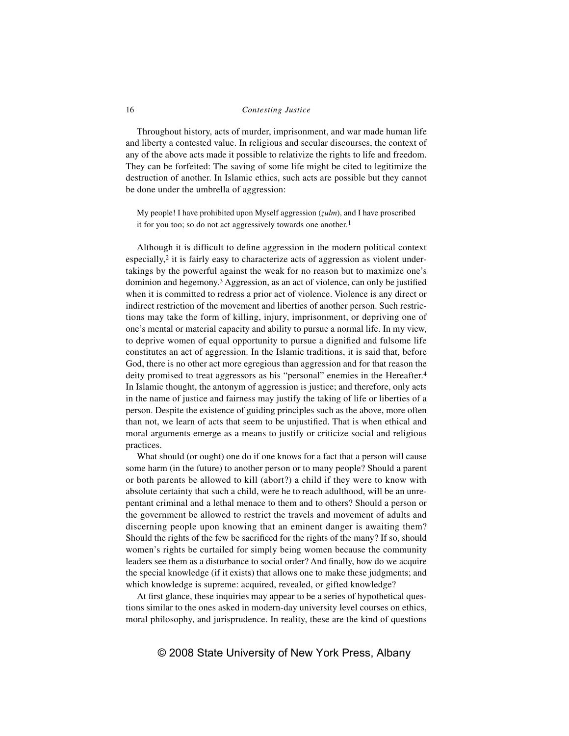Throughout history, acts of murder, imprisonment, and war made human life and liberty a contested value. In religious and secular discourses, the context of any of the above acts made it possible to relativize the rights to life and freedom. They can be forfeited: The saving of some life might be cited to legitimize the destruction of another. In Islamic ethics, such acts are possible but they cannot be done under the umbrella of aggression:

> My people! I have prohibited upon Myself aggression (*ẓulm*), and I have proscribed it for you too; so do not act aggressively towards one another.[1]

Although it is difficult to define aggression in the modern political context especially,[2] it is fairly easy to characterize acts of aggression as violent undertakings by the powerful against the weak for no reason but to maximize one's dominion and hegemony.[3] Aggression, as an act of violence, can only be justified when it is committed to redress a prior act of violence. Violence is any direct or indirect restriction of the movement and liberties of another person. Such restrictions may take the form of killing, injury, imprisonment, or depriving one of one's mental or material capacity and ability to pursue a normal life. In my view, to deprive women of equal opportunity to pursue a dignified and fulsome life constitutes an act of aggression. In the Islamic traditions, it is said that, before God, there is no other act more egregious than aggression and for that reason the deity promised to treat aggressors as his "personal" enemies in the Hereafter.[4] In Islamic thought, the antonym of aggression is justice; and therefore, only acts in the name of justice and fairness may justify the taking of life or liberties of a person. Despite the existence of guiding principles such as the above, more often than not, we learn of acts that seem to be unjustified. That is when ethical and moral arguments emerge as a means to justify or criticize social and religious practices.

What should (or ought) one do if one knows for a fact that a person will cause some harm (in the future) to another person or to many people? Should a parent or both parents be allowed to kill (abort?) a child if they were to know with absolute certainty that such a child, were he to reach adulthood, will be an unrepentant criminal and a lethal menace to them and to others? Should a person or the government be allowed to restrict the travels and movement of adults and discerning people upon knowing that an eminent danger is awaiting them? Should the rights of the few be sacrificed for the rights of the many? If so, should women's rights be curtailed for simply being women because the community leaders see them as a disturbance to social order? And finally, how do we acquire the special knowledge (if it exists) that allows one to make these judgments; and which knowledge is supreme: acquired, revealed, or gifted knowledge?

At first glance, these inquiries may appear to be a series of hypothetical questions similar to the ones asked in modern-day university level courses on ethics, moral philosophy, and jurisprudence. In reality, these are the kind of questions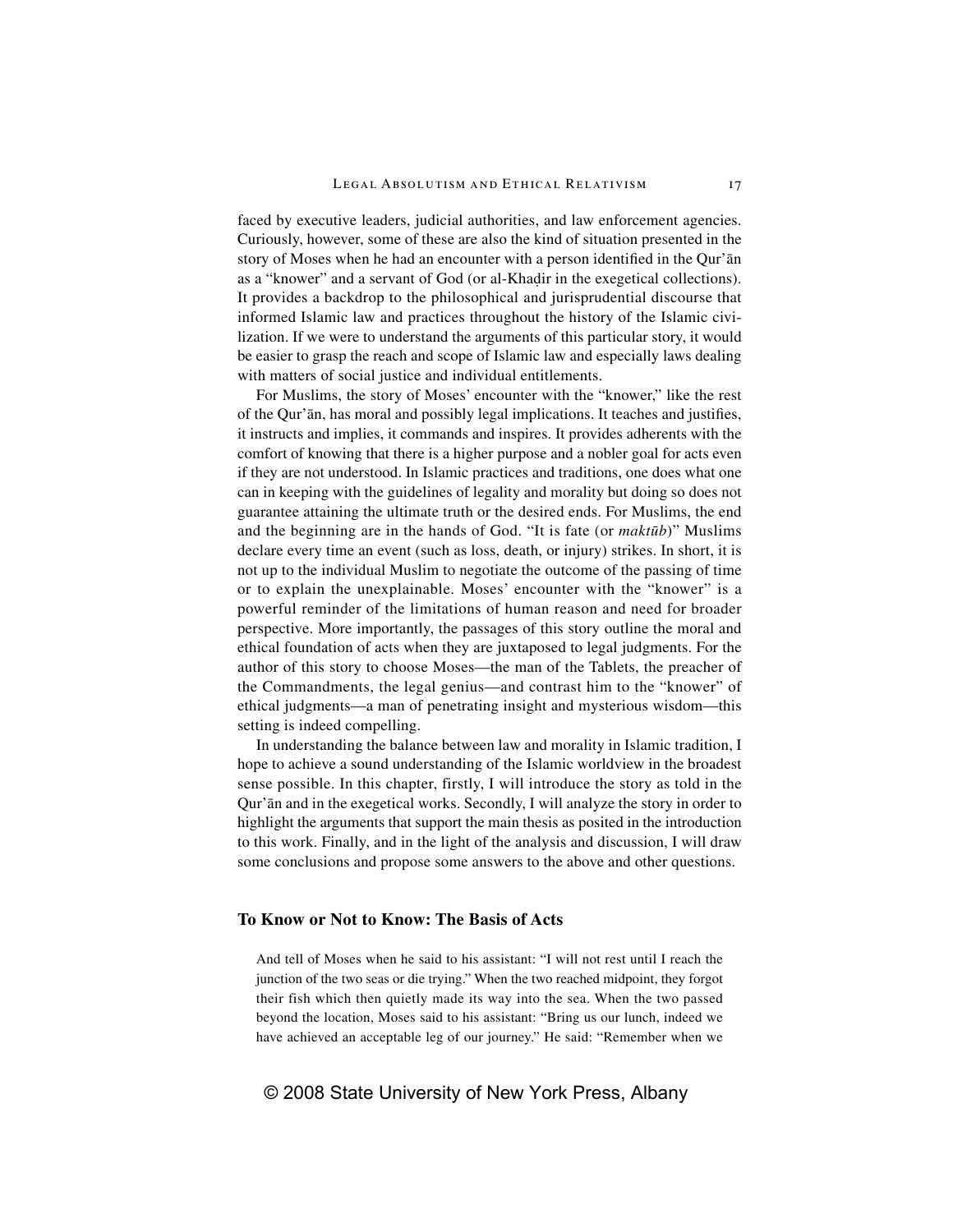faced by executive leaders, judicial authorities, and law enforcement agencies. Curiously, however, some of these are also the kind of situation presented in the story of Moses when he had an encounter with a person identified in the Qur'ān as a "knower" and a servant of God (or al-Khaḍir in the exegetical collections). It provides a backdrop to the philosophical and jurisprudential discourse that informed Islamic law and practices throughout the history of the Islamic civilization. If we were to understand the arguments of this particular story, it would be easier to grasp the reach and scope of Islamic law and especially laws dealing with matters of social justice and individual entitlements.

For Muslims, the story of Moses' encounter with the "knower," like the rest of the Qur'ān, has moral and possibly legal implications. It teaches and justifies, it instructs and implies, it commands and inspires. It provides adherents with the comfort of knowing that there is a higher purpose and a nobler goal for acts even if they are not understood. In Islamic practices and traditions, one does what one can in keeping with the guidelines of legality and morality but doing so does not guarantee attaining the ultimate truth or the desired ends. For Muslims, the end and the beginning are in the hands of God. "It is fate (or *maktūb*)" Muslims declare every time an event (such as loss, death, or injury) strikes. In short, it is not up to the individual Muslim to negotiate the outcome of the passing of time or to explain the unexplainable. Moses' encounter with the "knower" is a powerful reminder of the limitations of human reason and need for broader perspective. More importantly, the passages of this story outline the moral and ethical foundation of acts when they are juxtaposed to legal judgments. For the author of this story to choose Moses—the man of the Tablets, the preacher of the Commandments, the legal genius—and contrast him to the "knower" of ethical judgments—a man of penetrating insight and mysterious wisdom—this setting is indeed compelling.

In understanding the balance between law and morality in Islamic tradition, I hope to achieve a sound understanding of the Islamic worldview in the broadest sense possible. In this chapter, firstly, I will introduce the story as told in the Qur'ān and in the exegetical works. Secondly, I will analyze the story in order to highlight the arguments that support the main thesis as posited in the introduction to this work. Finally, and in the light of the analysis and discussion, I will draw some conclusions and propose some answers to the above and other questions.

## To Know or Not to Know: The Basis of Acts

> And tell of Moses when he said to his assistant: "I will not rest until I reach the junction of the two seas or die trying." When the two reached midpoint, they forgot their fish which then quietly made its way into the sea. When the two passed beyond the location, Moses said to his assistant: "Bring us our lunch, indeed we have achieved an acceptable leg of our journey." He said: "Remember when we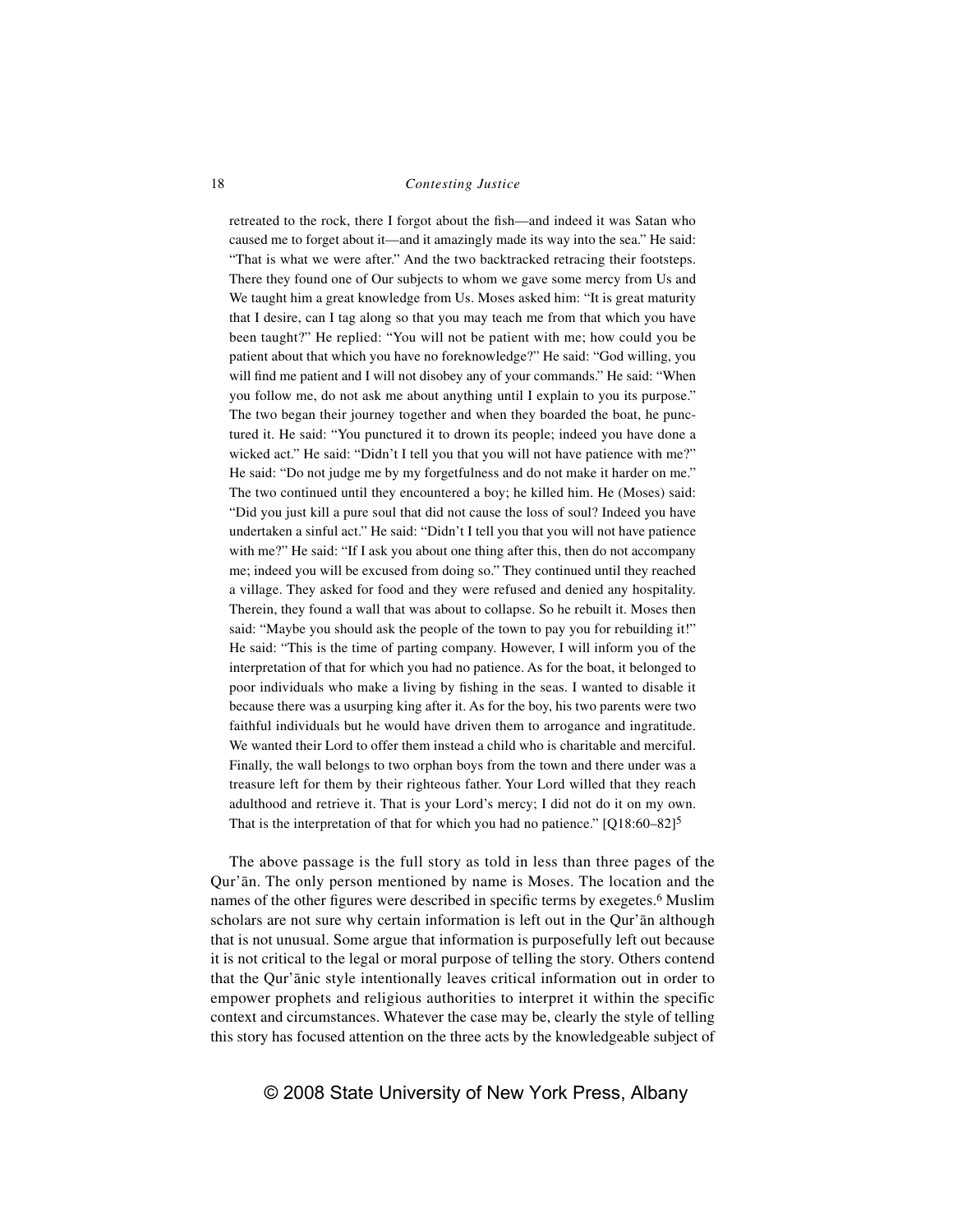> retreated to the rock, there I forgot about the fish—and indeed it was Satan who caused me to forget about it—and it amazingly made its way into the sea." He said: "That is what we were after." And the two backtracked retracing their footsteps. There they found one of Our subjects to whom we gave some mercy from Us and We taught him a great knowledge from Us. Moses asked him: "It is great maturity that I desire, can I tag along so that you may teach me from that which you have been taught?" He replied: "You will not be patient with me; how could you be patient about that which you have no foreknowledge?" He said: "God willing, you will find me patient and I will not disobey any of your commands." He said: "When you follow me, do not ask me about anything until I explain to you its purpose." The two began their journey together and when they boarded the boat, he punctured it. He said: "You punctured it to drown its people; indeed you have done a wicked act." He said: "Didn't I tell you that you will not have patience with me?" He said: "Do not judge me by my forgetfulness and do not make it harder on me." The two continued until they encountered a boy; he killed him. He (Moses) said: "Did you just kill a pure soul that did not cause the loss of soul? Indeed you have undertaken a sinful act." He said: "Didn't I tell you that you will not have patience with me?" He said: "If I ask you about one thing after this, then do not accompany me; indeed you will be excused from doing so." They continued until they reached a village. They asked for food and they were refused and denied any hospitality. Therein, they found a wall that was about to collapse. So he rebuilt it. Moses then said: "Maybe you should ask the people of the town to pay you for rebuilding it!" He said: "This is the time of parting company. However, I will inform you of the interpretation of that for which you had no patience. As for the boat, it belonged to poor individuals who make a living by fishing in the seas. I wanted to disable it because there was a usurping king after it. As for the boy, his two parents were two faithful individuals but he would have driven them to arrogance and ingratitude. We wanted their Lord to offer them instead a child who is charitable and merciful. Finally, the wall belongs to two orphan boys from the town and there under was a treasure left for them by their righteous father. Your Lord willed that they reach adulthood and retrieve it. That is your Lord's mercy; I did not do it on my own. That is the interpretation of that for which you had no patience." [Q18:60–82][5]

The above passage is the full story as told in less than three pages of the Qur'ān. The only person mentioned by name is Moses. The location and the names of the other figures were described in specific terms by exegetes.[6] Muslim scholars are not sure why certain information is left out in the Qur'ān although that is not unusual. Some argue that information is purposefully left out because it is not critical to the legal or moral purpose of telling the story. Others contend that the Qur'ānic style intentionally leaves critical information out in order to empower prophets and religious authorities to interpret it within the specific context and circumstances. Whatever the case may be, clearly the style of telling this story has focused attention on the three acts by the knowledgeable subject of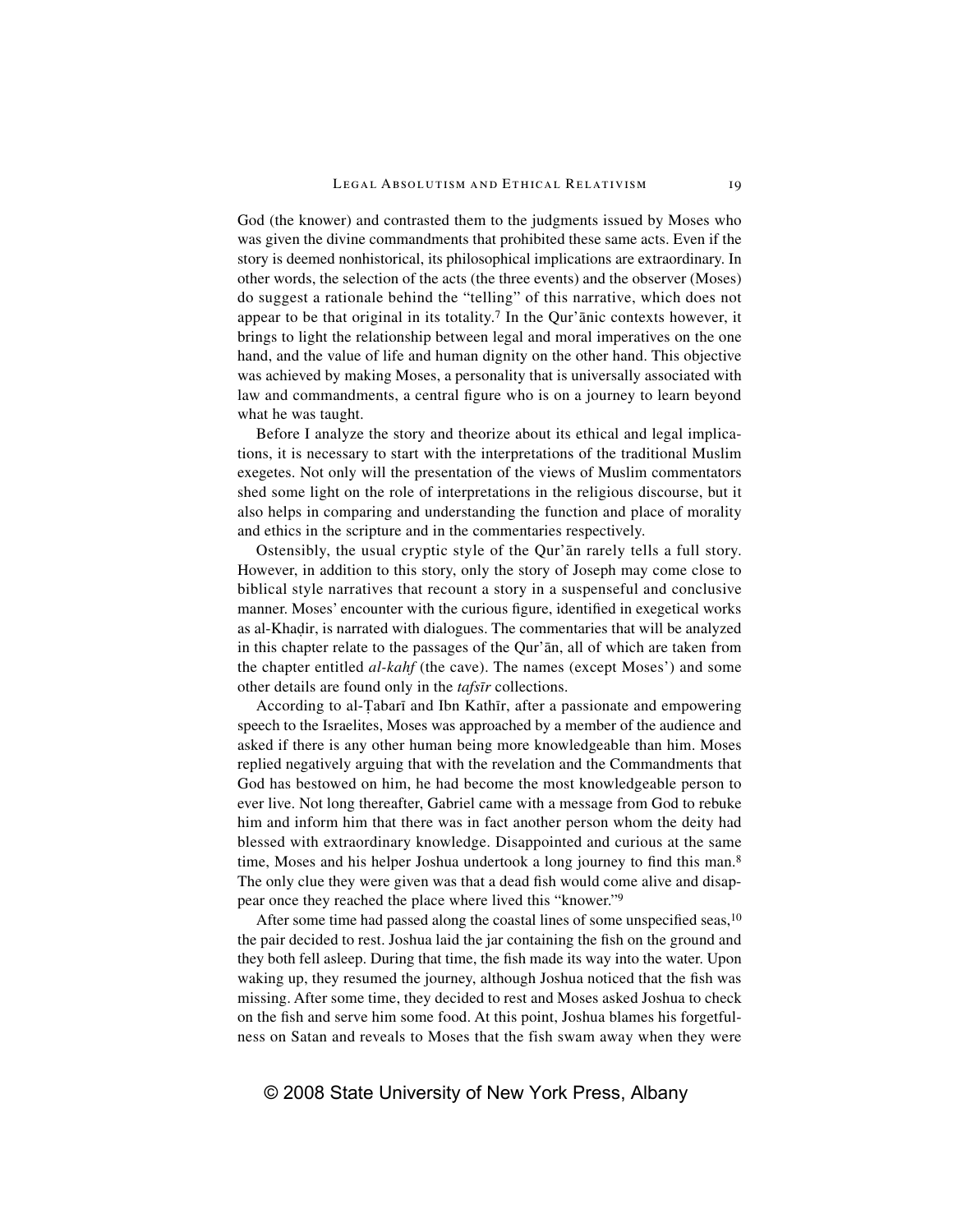God (the knower) and contrasted them to the judgments issued by Moses who was given the divine commandments that prohibited these same acts. Even if the story is deemed nonhistorical, its philosophical implications are extraordinary. In other words, the selection of the acts (the three events) and the observer (Moses) do suggest a rationale behind the "telling" of this narrative, which does not appear to be that original in its totality.[7] In the Qur'ānic contexts however, it brings to light the relationship between legal and moral imperatives on the one hand, and the value of life and human dignity on the other hand. This objective was achieved by making Moses, a personality that is universally associated with law and commandments, a central figure who is on a journey to learn beyond what he was taught.

Before I analyze the story and theorize about its ethical and legal implications, it is necessary to start with the interpretations of the traditional Muslim exegetes. Not only will the presentation of the views of Muslim commentators shed some light on the role of interpretations in the religious discourse, but it also helps in comparing and understanding the function and place of morality and ethics in the scripture and in the commentaries respectively.

Ostensibly, the usual cryptic style of the Qur'ān rarely tells a full story. However, in addition to this story, only the story of Joseph may come close to biblical style narratives that recount a story in a suspenseful and conclusive manner. Moses' encounter with the curious figure, identified in exegetical works as al-Khaḍir, is narrated with dialogues. The commentaries that will be analyzed in this chapter relate to the passages of the Qur'ān, all of which are taken from the chapter entitled *al-kahf* (the cave). The names (except Moses') and some other details are found only in the *tafsīr* collections.

According to al-Ṭabarī and Ibn Kathīr, after a passionate and empowering speech to the Israelites, Moses was approached by a member of the audience and asked if there is any other human being more knowledgeable than him. Moses replied negatively arguing that with the revelation and the Commandments that God has bestowed on him, he had become the most knowledgeable person to ever live. Not long thereafter, Gabriel came with a message from God to rebuke him and inform him that there was in fact another person whom the deity had blessed with extraordinary knowledge. Disappointed and curious at the same time, Moses and his helper Joshua undertook a long journey to find this man.[8] The only clue they were given was that a dead fish would come alive and disappear once they reached the place where lived this "knower."[9]

After some time had passed along the coastal lines of some unspecified seas,[10] the pair decided to rest. Joshua laid the jar containing the fish on the ground and they both fell asleep. During that time, the fish made its way into the water. Upon waking up, they resumed the journey, although Joshua noticed that the fish was missing. After some time, they decided to rest and Moses asked Joshua to check on the fish and serve him some food. At this point, Joshua blames his forgetfulness on Satan and reveals to Moses that the fish swam away when they were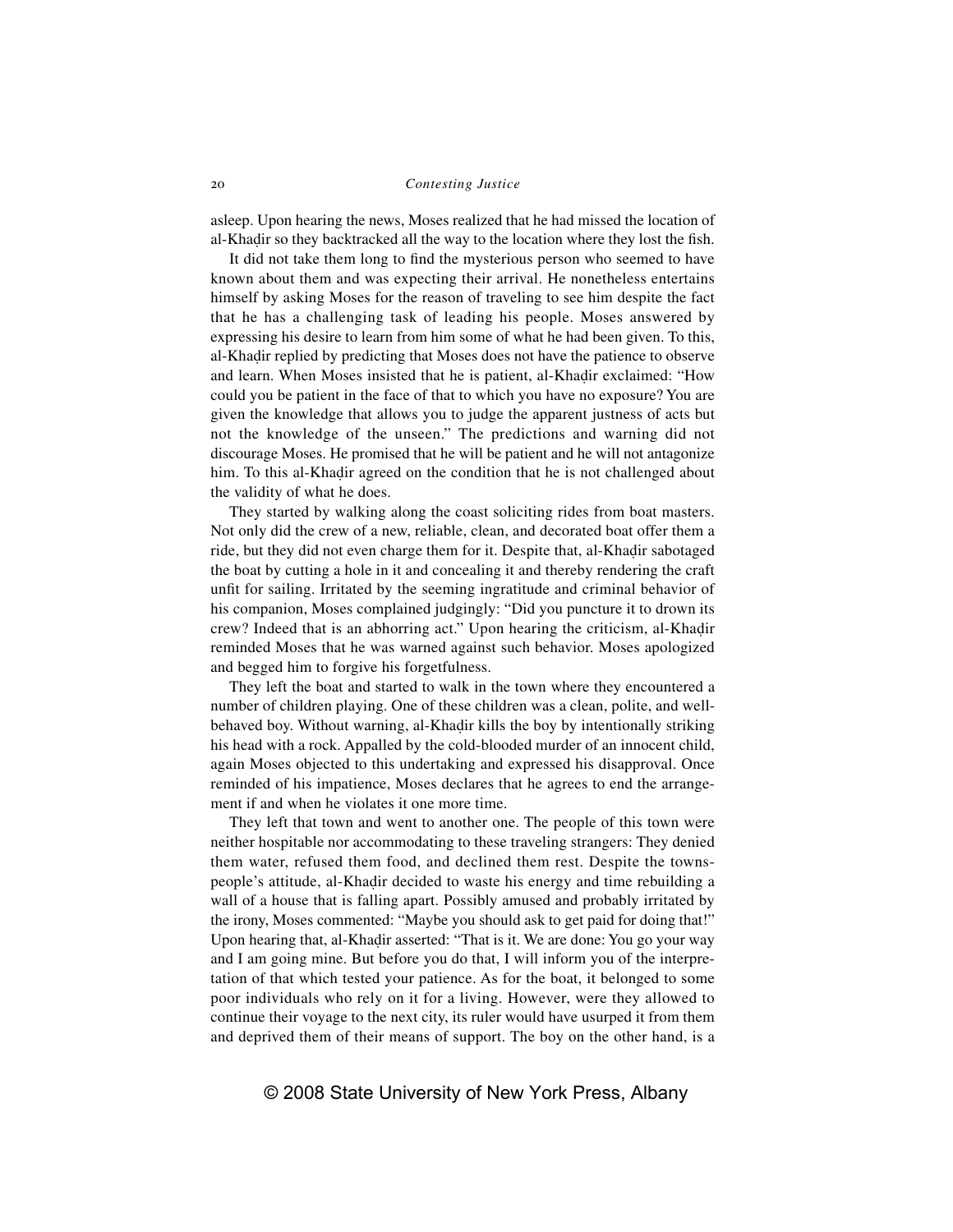asleep. Upon hearing the news, Moses realized that he had missed the location of al-Khaḍir so they backtracked all the way to the location where they lost the fish.

It did not take them long to find the mysterious person who seemed to have known about them and was expecting their arrival. He nonetheless entertains himself by asking Moses for the reason of traveling to see him despite the fact that he has a challenging task of leading his people. Moses answered by expressing his desire to learn from him some of what he had been given. To this, al-Khaḍir replied by predicting that Moses does not have the patience to observe and learn. When Moses insisted that he is patient, al-Khaḍir exclaimed: "How could you be patient in the face of that to which you have no exposure? You are given the knowledge that allows you to judge the apparent justness of acts but not the knowledge of the unseen." The predictions and warning did not discourage Moses. He promised that he will be patient and he will not antagonize him. To this al-Khaḍir agreed on the condition that he is not challenged about the validity of what he does.

They started by walking along the coast soliciting rides from boat masters. Not only did the crew of a new, reliable, clean, and decorated boat offer them a ride, but they did not even charge them for it. Despite that, al-Khaḍir sabotaged the boat by cutting a hole in it and concealing it and thereby rendering the craft unfit for sailing. Irritated by the seeming ingratitude and criminal behavior of his companion, Moses complained judgingly: "Did you puncture it to drown its crew? Indeed that is an abhorring act." Upon hearing the criticism, al-Khaḍir reminded Moses that he was warned against such behavior. Moses apologized and begged him to forgive his forgetfulness.

They left the boat and started to walk in the town where they encountered a number of children playing. One of these children was a clean, polite, and well-behaved boy. Without warning, al-Khaḍir kills the boy by intentionally striking his head with a rock. Appalled by the cold-blooded murder of an innocent child, again Moses objected to this undertaking and expressed his disapproval. Once reminded of his impatience, Moses declares that he agrees to end the arrangement if and when he violates it one more time.

They left that town and went to another one. The people of this town were neither hospitable nor accommodating to these traveling strangers: They denied them water, refused them food, and declined them rest. Despite the townspeople's attitude, al-Khaḍir decided to waste his energy and time rebuilding a wall of a house that is falling apart. Possibly amused and probably irritated by the irony, Moses commented: "Maybe you should ask to get paid for doing that!" Upon hearing that, al-Khaḍir asserted: "That is it. We are done: You go your way and I am going mine. But before you do that, I will inform you of the interpretation of that which tested your patience. As for the boat, it belonged to some poor individuals who rely on it for a living. However, were they allowed to continue their voyage to the next city, its ruler would have usurped it from them and deprived them of their means of support. The boy on the other hand, is a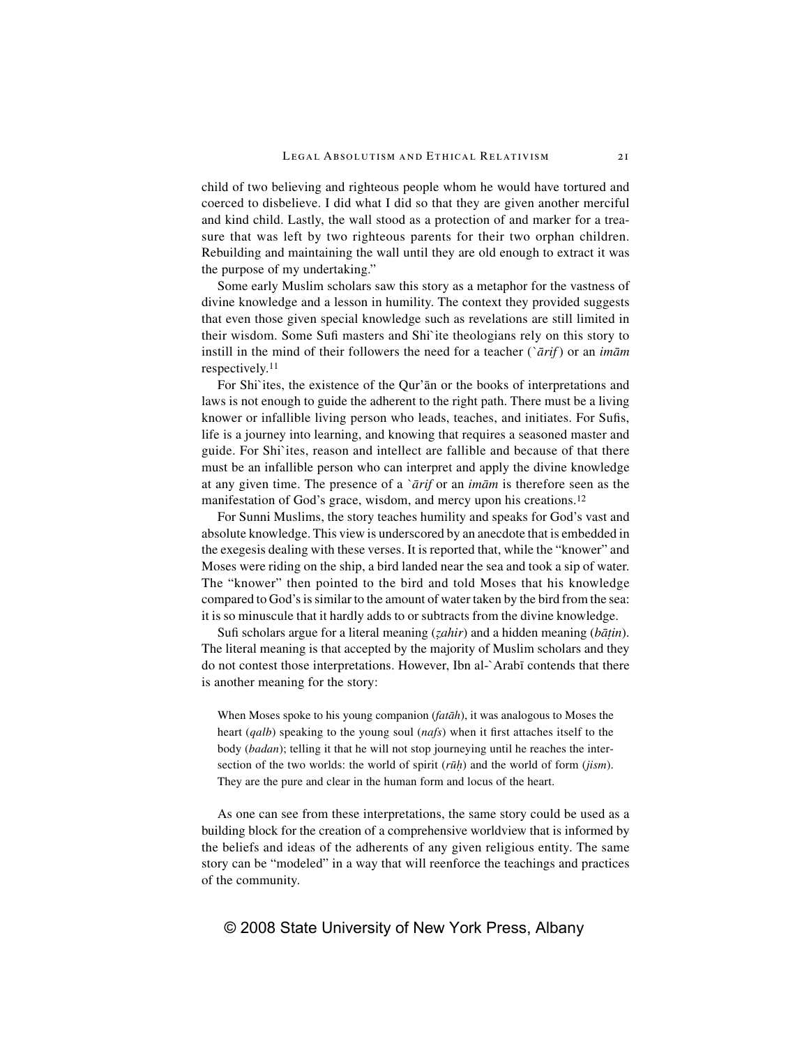child of two believing and righteous people whom he would have tortured and coerced to disbelieve. I did what I did so that they are given another merciful and kind child. Lastly, the wall stood as a protection of and marker for a treasure that was left by two righteous parents for their two orphan children. Rebuilding and maintaining the wall until they are old enough to extract it was the purpose of my undertaking."

Some early Muslim scholars saw this story as a metaphor for the vastness of divine knowledge and a lesson in humility. The context they provided suggests that even those given special knowledge such as revelations are still limited in their wisdom. Some Sufi masters and Shi`ite theologians rely on this story to instill in the mind of their followers the need for a teacher (*`ārif*) or an *imām* respectively.[11]

For Shi`ites, the existence of the Qur'ān or the books of interpretations and laws is not enough to guide the adherent to the right path. There must be a living knower or infallible living person who leads, teaches, and initiates. For Sufis, life is a journey into learning, and knowing that requires a seasoned master and guide. For Shi`ites, reason and intellect are fallible and because of that there must be an infallible person who can interpret and apply the divine knowledge at any given time. The presence of a *`ārif* or an *imām* is therefore seen as the manifestation of God's grace, wisdom, and mercy upon his creations.[12]

For Sunni Muslims, the story teaches humility and speaks for God's vast and absolute knowledge. This view is underscored by an anecdote that is embedded in the exegesis dealing with these verses. It is reported that, while the "knower" and Moses were riding on the ship, a bird landed near the sea and took a sip of water. The "knower" then pointed to the bird and told Moses that his knowledge compared to God's is similar to the amount of water taken by the bird from the sea: it is so minuscule that it hardly adds to or subtracts from the divine knowledge.

Sufi scholars argue for a literal meaning (*ẓahir*) and a hidden meaning (*bāṭin*). The literal meaning is that accepted by the majority of Muslim scholars and they do not contest those interpretations. However, Ibn al-`Arabī contends that there is another meaning for the story:

> When Moses spoke to his young companion (*fatāh*), it was analogous to Moses the heart (*qalb*) speaking to the young soul (*nafs*) when it first attaches itself to the body (*badan*); telling it that he will not stop journeying until he reaches the intersection of the two worlds: the world of spirit (*rūḥ*) and the world of form (*jism*). They are the pure and clear in the human form and locus of the heart.

As one can see from these interpretations, the same story could be used as a building block for the creation of a comprehensive worldview that is informed by the beliefs and ideas of the adherents of any given religious entity. The same story can be "modeled" in a way that will reenforce the teachings and practices of the community.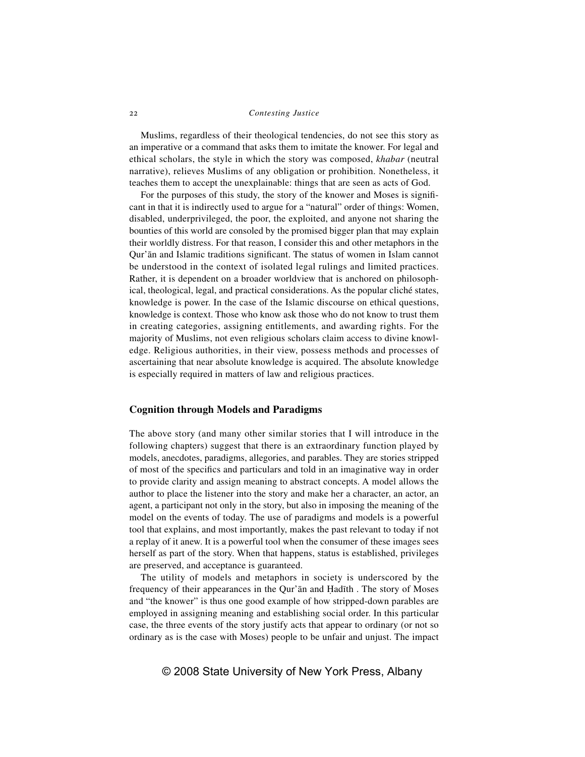Muslims, regardless of their theological tendencies, do not see this story as an imperative or a command that asks them to imitate the knower. For legal and ethical scholars, the style in which the story was composed, *khabar* (neutral narrative), relieves Muslims of any obligation or prohibition. Nonetheless, it teaches them to accept the unexplainable: things that are seen as acts of God.

For the purposes of this study, the story of the knower and Moses is significant in that it is indirectly used to argue for a "natural" order of things: Women, disabled, underprivileged, the poor, the exploited, and anyone not sharing the bounties of this world are consoled by the promised bigger plan that may explain their worldly distress. For that reason, I consider this and other metaphors in the Qur'ān and Islamic traditions significant. The status of women in Islam cannot be understood in the context of isolated legal rulings and limited practices. Rather, it is dependent on a broader worldview that is anchored on philosophical, theological, legal, and practical considerations. As the popular cliché states, knowledge is power. In the case of the Islamic discourse on ethical questions, knowledge is context. Those who know ask those who do not know to trust them in creating categories, assigning entitlements, and awarding rights. For the majority of Muslims, not even religious scholars claim access to divine knowledge. Religious authorities, in their view, possess methods and processes of ascertaining that near absolute knowledge is acquired. The absolute knowledge is especially required in matters of law and religious practices.

## Cognition through Models and Paradigms

The above story (and many other similar stories that I will introduce in the following chapters) suggest that there is an extraordinary function played by models, anecdotes, paradigms, allegories, and parables. They are stories stripped of most of the specifics and particulars and told in an imaginative way in order to provide clarity and assign meaning to abstract concepts. A model allows the author to place the listener into the story and make her a character, an actor, an agent, a participant not only in the story, but also in imposing the meaning of the model on the events of today. The use of paradigms and models is a powerful tool that explains, and most importantly, makes the past relevant to today if not a replay of it anew. It is a powerful tool when the consumer of these images sees herself as part of the story. When that happens, status is established, privileges are preserved, and acceptance is guaranteed.

The utility of models and metaphors in society is underscored by the frequency of their appearances in the Qur'ān and Ḥadīth . The story of Moses and "the knower" is thus one good example of how stripped-down parables are employed in assigning meaning and establishing social order. In this particular case, the three events of the story justify acts that appear to ordinary (or not so ordinary as is the case with Moses) people to be unfair and unjust. The impact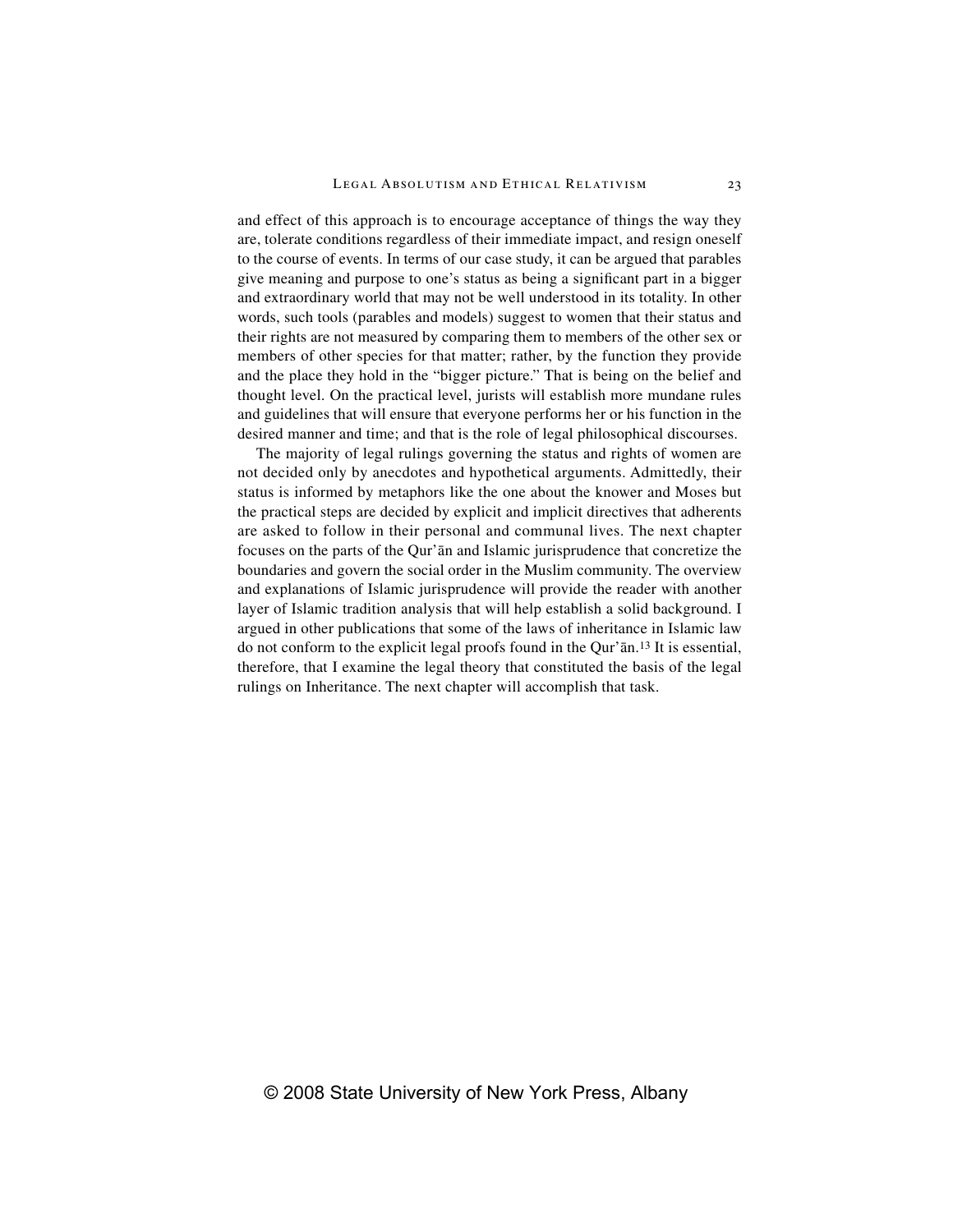and effect of this approach is to encourage acceptance of things the way they are, tolerate conditions regardless of their immediate impact, and resign oneself to the course of events. In terms of our case study, it can be argued that parables give meaning and purpose to one's status as being a significant part in a bigger and extraordinary world that may not be well understood in its totality. In other words, such tools (parables and models) suggest to women that their status and their rights are not measured by comparing them to members of the other sex or members of other species for that matter; rather, by the function they provide and the place they hold in the "bigger picture." That is being on the belief and thought level. On the practical level, jurists will establish more mundane rules and guidelines that will ensure that everyone performs her or his function in the desired manner and time; and that is the role of legal philosophical discourses.

The majority of legal rulings governing the status and rights of women are not decided only by anecdotes and hypothetical arguments. Admittedly, their status is informed by metaphors like the one about the knower and Moses but the practical steps are decided by explicit and implicit directives that adherents are asked to follow in their personal and communal lives. The next chapter focuses on the parts of the Qur'ān and Islamic jurisprudence that concretize the boundaries and govern the social order in the Muslim community. The overview and explanations of Islamic jurisprudence will provide the reader with another layer of Islamic tradition analysis that will help establish a solid background. I argued in other publications that some of the laws of inheritance in Islamic law do not conform to the explicit legal proofs found in the Qur'ān.[13] It is essential, therefore, that I examine the legal theory that constituted the basis of the legal rulings on Inheritance. The next chapter will accomplish that task.

© 2008 State University of New York Press, Albany